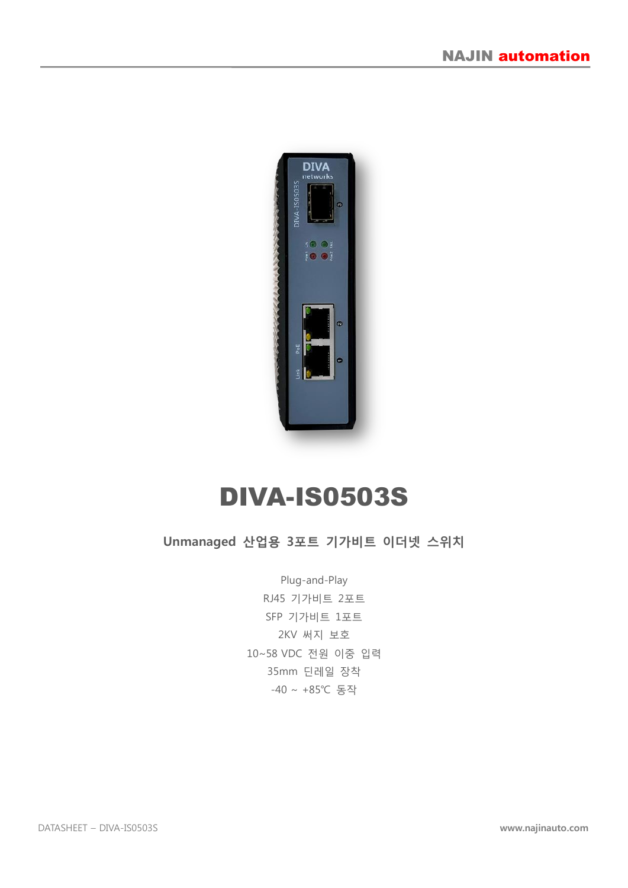# DIVA-IS0503S

## Unmanaged 산업용 3포트 기가비트 이더넷 스위치

Plug-and-Play

RJ45 기가비트 2포트

SFP 기가비트 1포트

2KV 써지 보호

10~58 VDC 전원 이중 입력

35mm 딘레일 장착

-40 ~ +85℃ 동작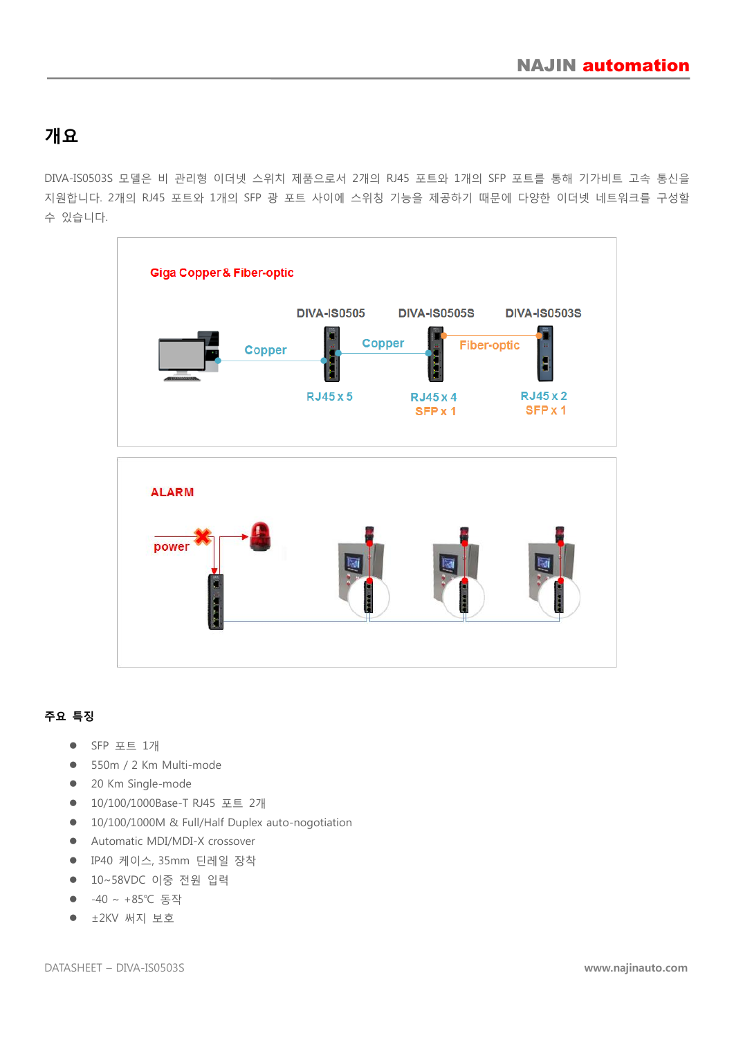# 개요

DIVA-IS0503S 모델은 비 관리형 이더넷 스위치 제품으로서 2개의 RJ45 포트와 1개의 SFP 포트를 통해 기가비트 고속 통신을 지원합니다. 2개의 RJ45 포트와 1개의 SFP 광 포트 사이에 스위칭 기능을 제공하기 때문에 다양한 이더넷 네트워크를 구성할 수 있습니다.

Giga Copper & Fiber-optic

DIVA-IS0505 DIVA-IS0505S DIVA-IS0503S

Copper Copper Fiber-optic

RJ45 x 5 RJ45 x 4 SFP x 1 RJ45 x 2 SFP x 1

ALARM

power

### 주요 특징

- SFP 포트 1개
- 550m / 2 Km Multi-mode
- 20 Km Single-mode
- 10/100/1000Base-T RJ45 포트 2개
- 10/100/1000M & Full/Half Duplex auto-nogotiation
- Automatic MDI/MDI-X crossover
- IP40 케이스, 35mm 딘레일 장착
- 10~58VDC 이중 전원 입력
- -40 ~ +85℃ 동작
- ±2KV 써지 보호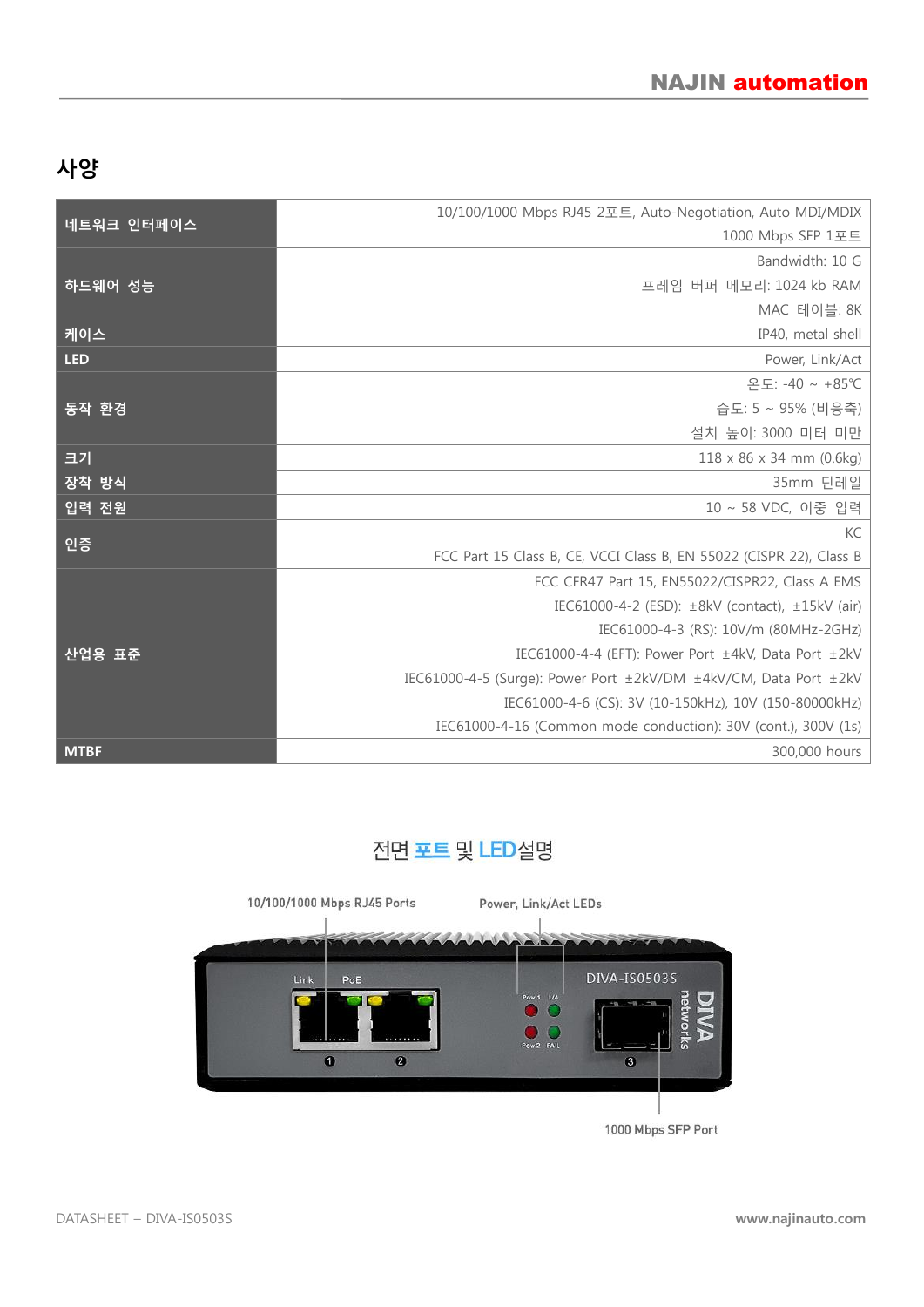## 사양

| | |
|---|---|
| 네트워크 인터페이스 | 10/100/1000 Mbps RJ45 2포트, Auto-Negotiation, Auto MDI/MDIX<br>1000 Mbps SFP 1포트 |
| 하드웨어 성능 | Bandwidth: 10 G<br>프레임 버퍼 메모리: 1024 kb RAM<br>MAC 테이블: 8K |
| 케이스 | IP40, metal shell |
| LED | Power, Link/Act |
| 동작 환경 | 온도: -40 ~ +85℃<br>습도: 5 ~ 95% (비응축)<br>설치 높이: 3000 미터 미만 |
| 크기 | 118 x 86 x 34 mm (0.6kg) |
| 장착 방식 | 35mm 딘레일 |
| 입력 전원 | 10 ~ 58 VDC, 이중 입력 |
| 인증 | KC<br>FCC Part 15 Class B, CE, VCCI Class B, EN 55022 (CISPR 22), Class B |
| 산업용 표준 | FCC CFR47 Part 15, EN55022/CISPR22, Class A EMS<br>IEC61000-4-2 (ESD): ±8kV (contact), ±15kV (air)<br>IEC61000-4-3 (RS): 10V/m (80MHz-2GHz)<br>IEC61000-4-4 (EFT): Power Port ±4kV, Data Port ±2kV<br>IEC61000-4-5 (Surge): Power Port ±2kV/DM ±4kV/CM, Data Port ±2kV<br>IEC61000-4-6 (CS): 3V (10-150kHz), 10V (150-80000kHz)<br>IEC61000-4-16 (Common mode conduction): 30V (cont.), 300V (1s) |
| MTBF | 300,000 hours |

### 전면 포트 및 LED설명

10/100/1000 Mbps RJ45 Ports

Power, Link/Act LEDs

1000 Mbps SFP Port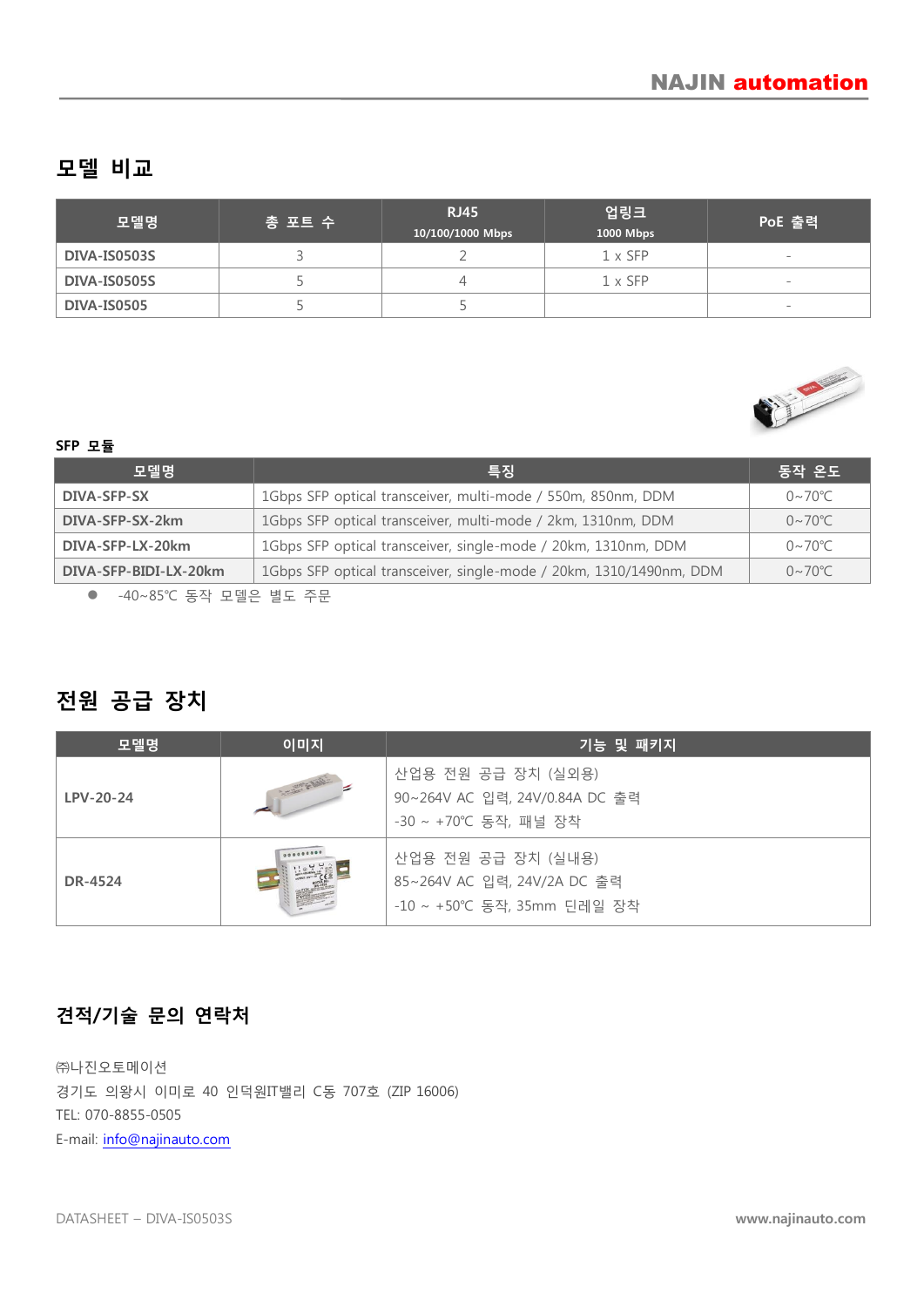## 모델 비교

| 모델명 | 총 포트 수 | RJ45 10/100/1000 Mbps | 업링크 1000 Mbps | PoE 출력 |
|---|---|---|---|---|
| **DIVA-IS0503S** | 3 | 2 | 1 x SFP | - |
| **DIVA-IS0505S** | 5 | 4 | 1 x SFP | - |
| **DIVA-IS0505** | 5 | 5 | | - |

**SFP 모듈**

| 모델명 | 특징 | 동작 온도 |
|---|---|---|
| **DIVA-SFP-SX** | 1Gbps SFP optical transceiver, multi-mode / 550m, 850nm, DDM | 0~70℃ |
| **DIVA-SFP-SX-2km** | 1Gbps SFP optical transceiver, multi-mode / 2km, 1310nm, DDM | 0~70℃ |
| **DIVA-SFP-LX-20km** | 1Gbps SFP optical transceiver, single-mode / 20km, 1310nm, DDM | 0~70℃ |
| **DIVA-SFP-BIDI-LX-20km** | 1Gbps SFP optical transceiver, single-mode / 20km, 1310/1490nm, DDM | 0~70℃ |

- -40~85℃ 동작 모델은 별도 주문

## 전원 공급 장치

| 모델명 | 이미지 | 기능 및 패키지 |
|---|---|---|
| **LPV-20-24** | | 산업용 전원 공급 장치 (실외용)<br>90~264V AC 입력, 24V/0.84A DC 출력<br>-30 ~ +70℃ 동작, 패널 장착 |
| **DR-4524** | | 산업용 전원 공급 장치 (실내용)<br>85~264V AC 입력, 24V/2A DC 출력<br>-10 ~ +50℃ 동작, 35mm 딘레일 장착 |

## 견적/기술 문의 연락처

㈜나진오토메이션
경기도 의왕시 이미로 40 인덕원IT밸리 C동 707호 (ZIP 16006)
TEL: 070-8855-0505
E-mail: info@najinauto.com